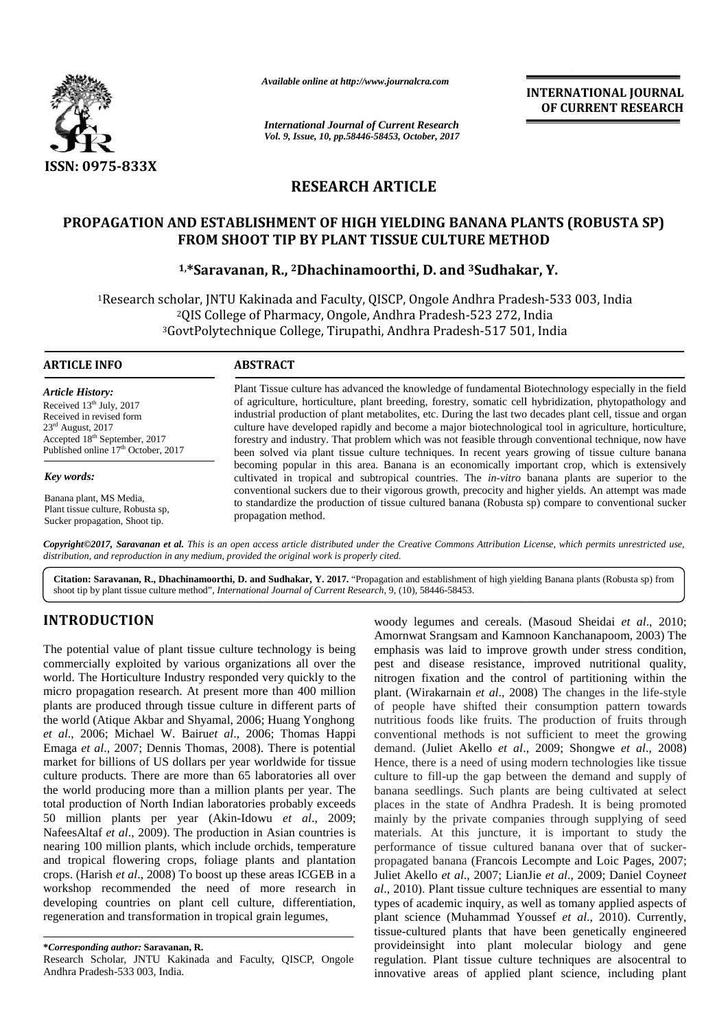ISSN: 0975-833X

*Available online at http://www.journalcra.com*

*International Journal of Current Research*
*Vol. 9, Issue, 10, pp.58446-58453, October, 2017*

**INTERNATIONAL JOURNAL OF CURRENT RESEARCH**

## RESEARCH ARTICLE

# PROPAGATION AND ESTABLISHMENT OF HIGH YIELDING BANANA PLANTS (ROBUSTA SP) FROM SHOOT TIP BY PLANT TISSUE CULTURE METHOD

**[1,]*Saravanan, R., [2]Dhachinamoorthi, D. and [3]Sudhakar, Y.**

[1]Research scholar, JNTU Kakinada and Faculty, QISCP, Ongole Andhra Pradesh-533 003, India
[2]QIS College of Pharmacy, Ongole, Andhra Pradesh-523 272, India
[3]GovtPolytechnique College, Tirupathi, Andhra Pradesh-517 501, India

**ARTICLE INFO**

*Article History:*
Received 13[th] July, 2017
Received in revised form
23[rd] August, 2017
Accepted 18[th] September, 2017
Published online 17[th] October, 2017

*Key words:*
Banana plant, MS Media,
Plant tissue culture, Robusta sp,
Sucker propagation, Shoot tip.

**ABSTRACT**

Plant Tissue culture has advanced the knowledge of fundamental Biotechnology especially in the field of agriculture, horticulture, plant breeding, forestry, somatic cell hybridization, phytopathology and industrial production of plant metabolites, etc. During the last two decades plant cell, tissue and organ culture have developed rapidly and become a major biotechnological tool in agriculture, horticulture, forestry and industry. That problem which was not feasible through conventional technique, now have been solved via plant tissue culture techniques. In recent years growing of tissue culture banana becoming popular in this area. Banana is an economically important crop, which is extensively cultivated in tropical and subtropical countries. The *in-vitro* banana plants are superior to the conventional suckers due to their vigorous growth, precocity and higher yields. An attempt was made to standardize the production of tissue cultured banana (Robusta sp) compare to conventional sucker propagation method.

*Copyright©2017, Saravanan et al. This is an open access article distributed under the Creative Commons Attribution License, which permits unrestricted use, distribution, and reproduction in any medium, provided the original work is properly cited.*

**Citation: Saravanan, R., Dhachinamoorthi, D. and Sudhakar, Y. 2017.** "Propagation and establishment of high yielding Banana plants (Robusta sp) from shoot tip by plant tissue culture method", *International Journal of Current Research*, 9, (10), 58446-58453.

## INTRODUCTION

The potential value of plant tissue culture technology is being commercially exploited by various organizations all over the world. The Horticulture Industry responded very quickly to the micro propagation research. At present more than 400 million plants are produced through tissue culture in different parts of the world (Atique Akbar and Shyamal, 2006; Huang Yonghong *et al*., 2006; Michael W. Bairu*et al*., 2006; Thomas Happi Emaga *et al*., 2007; Dennis Thomas, 2008). There is potential market for billions of US dollars per year worldwide for tissue culture products. There are more than 65 laboratories all over the world producing more than a million plants per year. The total production of North Indian laboratories probably exceeds 50 million plants per year (Akin-Idowu *et al*., 2009; NafeesAltaf *et al*., 2009). The production in Asian countries is nearing 100 million plants, which include orchids, temperature and tropical flowering crops, foliage plants and plantation crops. (Harish *et al*., 2008) To boost up these areas ICGEB in a workshop recommended the need of more research in developing countries on plant cell culture, differentiation, regeneration and transformation in tropical grain legumes, woody legumes and cereals. (Masoud Sheidai *et al*., 2010; Amornwat Srangsam and Kamnoon Kanchanapoom, 2003) The emphasis was laid to improve growth under stress condition, pest and disease resistance, improved nutritional quality, nitrogen fixation and the control of partitioning within the plant. (Wirakarnain *et al*., 2008) The changes in the life-style of people have shifted their consumption pattern towards nutritious foods like fruits. The production of fruits through conventional methods is not sufficient to meet the growing demand. (Juliet Akello *et al*., 2009; Shongwe *et al*., 2008) Hence, there is a need of using modern technologies like tissue culture to fill-up the gap between the demand and supply of banana seedlings. Such plants are being cultivated at select places in the state of Andhra Pradesh. It is being promoted mainly by the private companies through supplying of seed materials. At this juncture, it is important to study the performance of tissue cultured banana over that of sucker-propagated banana (Francois Lecompte and Loic Pages, 2007; Juliet Akello *et al*., 2007; LianJie *et al*., 2009; Daniel Coyne*et al*., 2010). Plant tissue culture techniques are essential to many types of academic inquiry, as well as tomany applied aspects of plant science (Muhammad Youssef *et al*., 2010). Currently, tissue-cultured plants that have been genetically engineered provideinsight into plant molecular biology and gene regulation. Plant tissue culture techniques are alsocentral to innovative areas of applied plant science, including plant

***Corresponding author:** Saravanan, R.
Research Scholar, JNTU Kakinada and Faculty, QISCP, Ongole Andhra Pradesh-533 003, India.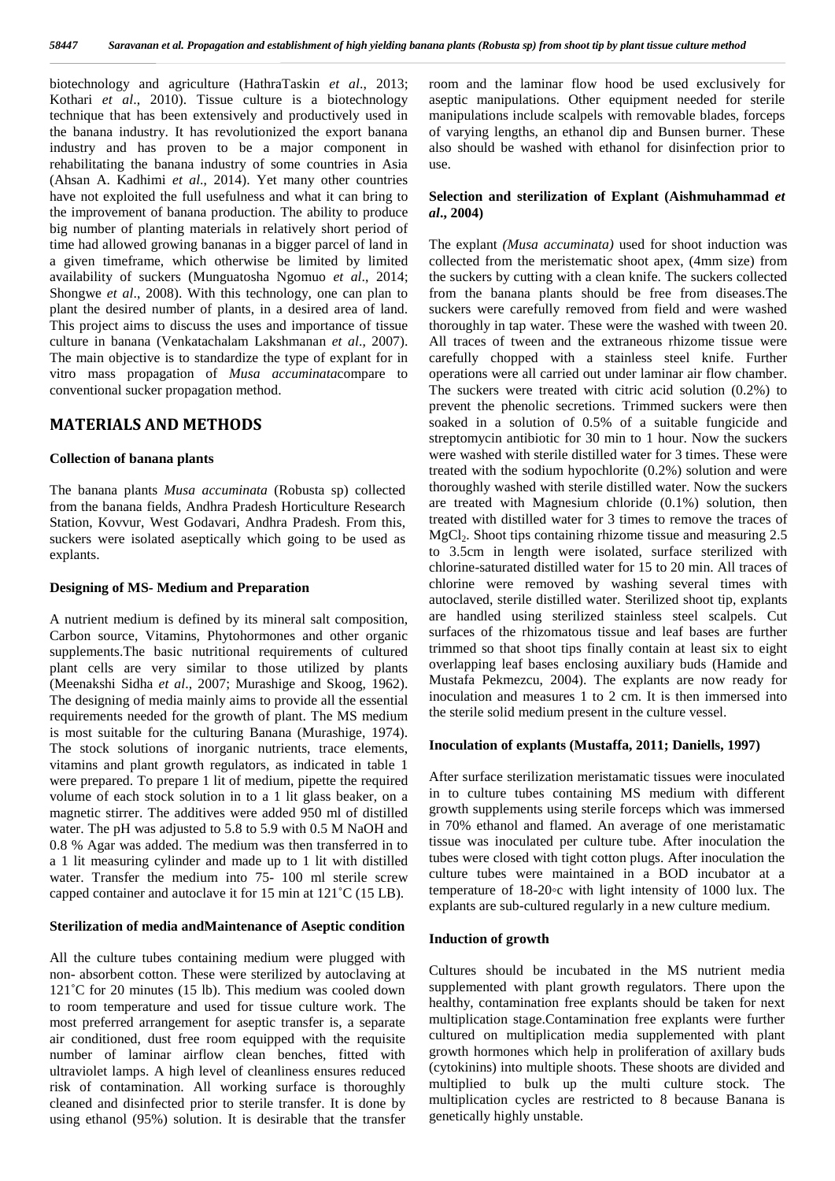biotechnology and agriculture (HathraTaskin *et al*., 2013; Kothari *et al*., 2010). Tissue culture is a biotechnology technique that has been extensively and productively used in the banana industry. It has revolutionized the export banana industry and has proven to be a major component in rehabilitating the banana industry of some countries in Asia (Ahsan A. Kadhimi *et al*., 2014). Yet many other countries have not exploited the full usefulness and what it can bring to the improvement of banana production. The ability to produce big number of planting materials in relatively short period of time had allowed growing bananas in a bigger parcel of land in a given timeframe, which otherwise be limited by limited availability of suckers (Munguatosha Ngomuo *et al*., 2014; Shongwe *et al*., 2008). With this technology, one can plan to plant the desired number of plants, in a desired area of land. This project aims to discuss the uses and importance of tissue culture in banana (Venkatachalam Lakshmanan *et al*., 2007). The main objective is to standardize the type of explant for in vitro mass propagation of *Musa accuminata*compare to conventional sucker propagation method.

## MATERIALS AND METHODS

### Collection of banana plants

The banana plants *Musa accuminata* (Robusta sp) collected from the banana fields, Andhra Pradesh Horticulture Research Station, Kovvur, West Godavari, Andhra Pradesh. From this, suckers were isolated aseptically which going to be used as explants.

### Designing of MS- Medium and Preparation

A nutrient medium is defined by its mineral salt composition, Carbon source, Vitamins, Phytohormones and other organic supplements.The basic nutritional requirements of cultured plant cells are very similar to those utilized by plants (Meenakshi Sidha *et al*., 2007; Murashige and Skoog, 1962). The designing of media mainly aims to provide all the essential requirements needed for the growth of plant. The MS medium is most suitable for the culturing Banana (Murashige, 1974). The stock solutions of inorganic nutrients, trace elements, vitamins and plant growth regulators, as indicated in table 1 were prepared. To prepare 1 lit of medium, pipette the required volume of each stock solution in to a 1 lit glass beaker, on a magnetic stirrer. The additives were added 950 ml of distilled water. The pH was adjusted to 5.8 to 5.9 with 0.5 M NaOH and 0.8 % Agar was added. The medium was then transferred in to a 1 lit measuring cylinder and made up to 1 lit with distilled water. Transfer the medium into 75- 100 ml sterile screw capped container and autoclave it for 15 min at 121˚C (15 LB).

### Sterilization of media andMaintenance of Aseptic condition

All the culture tubes containing medium were plugged with non- absorbent cotton. These were sterilized by autoclaving at 121˚C for 20 minutes (15 lb). This medium was cooled down to room temperature and used for tissue culture work. The most preferred arrangement for aseptic transfer is, a separate air conditioned, dust free room equipped with the requisite number of laminar airflow clean benches, fitted with ultraviolet lamps. A high level of cleanliness ensures reduced risk of contamination. All working surface is thoroughly cleaned and disinfected prior to sterile transfer. It is done by using ethanol (95%) solution. It is desirable that the transfer room and the laminar flow hood be used exclusively for aseptic manipulations. Other equipment needed for sterile manipulations include scalpels with removable blades, forceps of varying lengths, an ethanol dip and Bunsen burner. These also should be washed with ethanol for disinfection prior to use.

### Selection and sterilization of Explant (Aishmuhammad *et al*., 2004)

The explant *(Musa accuminata)* used for shoot induction was collected from the meristematic shoot apex, (4mm size) from the suckers by cutting with a clean knife. The suckers collected from the banana plants should be free from diseases.The suckers were carefully removed from field and were washed thoroughly in tap water. These were the washed with tween 20. All traces of tween and the extraneous rhizome tissue were carefully chopped with a stainless steel knife. Further operations were all carried out under laminar air flow chamber. The suckers were treated with citric acid solution (0.2%) to prevent the phenolic secretions. Trimmed suckers were then soaked in a solution of 0.5% of a suitable fungicide and streptomycin antibiotic for 30 min to 1 hour. Now the suckers were washed with sterile distilled water for 3 times. These were treated with the sodium hypochlorite (0.2%) solution and were thoroughly washed with sterile distilled water. Now the suckers are treated with Magnesium chloride (0.1%) solution, then treated with distilled water for 3 times to remove the traces of $MgCl_2$. Shoot tips containing rhizome tissue and measuring 2.5 to 3.5cm in length were isolated, surface sterilized with chlorine-saturated distilled water for 15 to 20 min. All traces of chlorine were removed by washing several times with autoclaved, sterile distilled water. Sterilized shoot tip, explants are handled using sterilized stainless steel scalpels. Cut surfaces of the rhizomatous tissue and leaf bases are further trimmed so that shoot tips finally contain at least six to eight overlapping leaf bases enclosing auxiliary buds (Hamide and Mustafa Pekmezcu, 2004). The explants are now ready for inoculation and measures 1 to 2 cm. It is then immersed into the sterile solid medium present in the culture vessel.

### Inoculation of explants (Mustaffa, 2011; Daniells, 1997)

After surface sterilization meristamatic tissues were inoculated in to culture tubes containing MS medium with different growth supplements using sterile forceps which was immersed in 70% ethanol and flamed. An average of one meristamatic tissue was inoculated per culture tube. After inoculation the tubes were closed with tight cotton plugs. After inoculation the culture tubes were maintained in a BOD incubator at a temperature of 18-20◦c with light intensity of 1000 lux. The explants are sub-cultured regularly in a new culture medium.

### Induction of growth

Cultures should be incubated in the MS nutrient media supplemented with plant growth regulators. There upon the healthy, contamination free explants should be taken for next multiplication stage.Contamination free explants were further cultured on multiplication media supplemented with plant growth hormones which help in proliferation of axillary buds (cytokinins) into multiple shoots. These shoots are divided and multiplied to bulk up the multi culture stock. The multiplication cycles are restricted to 8 because Banana is genetically highly unstable.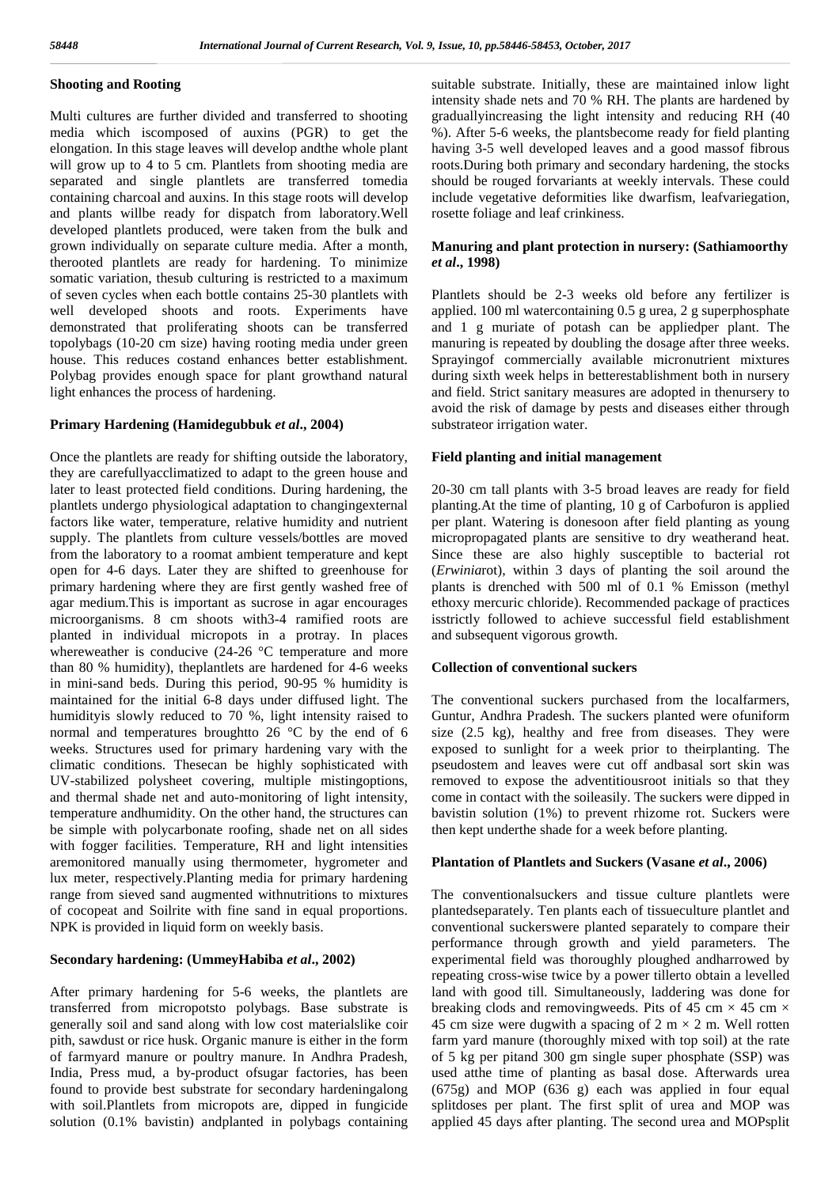**Shooting and Rooting**

Multi cultures are further divided and transferred to shooting media which iscomposed of auxins (PGR) to get the elongation. In this stage leaves will develop andthe whole plant will grow up to 4 to 5 cm. Plantlets from shooting media are separated and single plantlets are transferred tomedia containing charcoal and auxins. In this stage roots will develop and plants willbe ready for dispatch from laboratory.Well developed plantlets produced, were taken from the bulk and grown individually on separate culture media. After a month, therooted plantlets are ready for hardening. To minimize somatic variation, thesub culturing is restricted to a maximum of seven cycles when each bottle contains 25-30 plantlets with well developed shoots and roots. Experiments have demonstrated that proliferating shoots can be transferred topolybags (10-20 cm size) having rooting media under green house. This reduces costand enhances better establishment. Polybag provides enough space for plant growthand natural light enhances the process of hardening.

**Primary Hardening (Hamidegubbuk *et al*., 2004)**

Once the plantlets are ready for shifting outside the laboratory, they are carefullyacclimatized to adapt to the green house and later to least protected field conditions. During hardening, the plantlets undergo physiological adaptation to changingexternal factors like water, temperature, relative humidity and nutrient supply. The plantlets from culture vessels/bottles are moved from the laboratory to a roomat ambient temperature and kept open for 4-6 days. Later they are shifted to greenhouse for primary hardening where they are first gently washed free of agar medium.This is important as sucrose in agar encourages microorganisms. 8 cm shoots with3-4 ramified roots are planted in individual micropots in a protray. In places whereweather is conducive (24-26 °C temperature and more than 80 % humidity), theplantlets are hardened for 4-6 weeks in mini-sand beds. During this period, 90-95 % humidity is maintained for the initial 6-8 days under diffused light. The humidityis slowly reduced to 70 %, light intensity raised to normal and temperatures broughtto 26 °C by the end of 6 weeks. Structures used for primary hardening vary with the climatic conditions. Thesecan be highly sophisticated with UV-stabilized polysheet covering, multiple mistingoptions, and thermal shade net and auto-monitoring of light intensity, temperature andhumidity. On the other hand, the structures can be simple with polycarbonate roofing, shade net on all sides with fogger facilities. Temperature, RH and light intensities aremonitored manually using thermometer, hygrometer and lux meter, respectively.Planting media for primary hardening range from sieved sand augmented withnutritions to mixtures of cocopeat and Soilrite with fine sand in equal proportions. NPK is provided in liquid form on weekly basis.

**Secondary hardening: (UmmeyHabiba *et al*., 2002)**

After primary hardening for 5-6 weeks, the plantlets are transferred from micropotsto polybags. Base substrate is generally soil and sand along with low cost materialslike coir pith, sawdust or rice husk. Organic manure is either in the form of farmyard manure or poultry manure. In Andhra Pradesh, India, Press mud, a by-product ofsugar factories, has been found to provide best substrate for secondary hardeningalong with soil.Plantlets from micropots are, dipped in fungicide solution (0.1% bavistin) andplanted in polybags containing suitable substrate. Initially, these are maintained inlow light intensity shade nets and 70 % RH. The plants are hardened by graduallyincreasing the light intensity and reducing RH (40 %). After 5-6 weeks, the plantsbecome ready for field planting having 3-5 well developed leaves and a good massof fibrous roots.During both primary and secondary hardening, the stocks should be rouged forvariants at weekly intervals. These could include vegetative deformities like dwarfism, leafvariegation, rosette foliage and leaf crinkiness.

**Manuring and plant protection in nursery: (Sathiamoorthy *et al*., 1998)**

Plantlets should be 2-3 weeks old before any fertilizer is applied. 100 ml watercontaining 0.5 g urea, 2 g superphosphate and 1 g muriate of potash can be appliedper plant. The manuring is repeated by doubling the dosage after three weeks. Sprayingof commercially available micronutrient mixtures during sixth week helps in betterestablishment both in nursery and field. Strict sanitary measures are adopted in thenursery to avoid the risk of damage by pests and diseases either through substrateor irrigation water.

**Field planting and initial management**

20-30 cm tall plants with 3-5 broad leaves are ready for field planting.At the time of planting, 10 g of Carbofuron is applied per plant. Watering is donesoon after field planting as young micropropagated plants are sensitive to dry weatherand heat. Since these are also highly susceptible to bacterial rot (*Erwinia*rot), within 3 days of planting the soil around the plants is drenched with 500 ml of 0.1 % Emisson (methyl ethoxy mercuric chloride). Recommended package of practices isstrictly followed to achieve successful field establishment and subsequent vigorous growth.

**Collection of conventional suckers**

The conventional suckers purchased from the localfarmers, Guntur, Andhra Pradesh. The suckers planted were ofuniform size (2.5 kg), healthy and free from diseases. They were exposed to sunlight for a week prior to theirplanting. The pseudostem and leaves were cut off andbasal sort skin was removed to expose the adventitiousroot initials so that they come in contact with the soileasily. The suckers were dipped in bavistin solution (1%) to prevent rhizome rot. Suckers were then kept underthe shade for a week before planting.

**Plantation of Plantlets and Suckers (Vasane *et al*., 2006)**

The conventionalsuckers and tissue culture plantlets were plantedseparately. Ten plants each of tissueculture plantlet and conventional suckerswere planted separately to compare their performance through growth and yield parameters. The experimental field was thoroughly ploughed andharrowed by repeating cross-wise twice by a power tillerto obtain a levelled land with good till. Simultaneously, laddering was done for breaking clods and removingweeds. Pits of 45 cm × 45 cm × 45 cm size were dugwith a spacing of 2 m × 2 m. Well rotten farm yard manure (thoroughly mixed with top soil) at the rate of 5 kg per pitand 300 gm single super phosphate (SSP) was used atthe time of planting as basal dose. Afterwards urea (675g) and MOP (636 g) each was applied in four equal splitdoses per plant. The first split of urea and MOP was applied 45 days after planting. The second urea and MOPsplit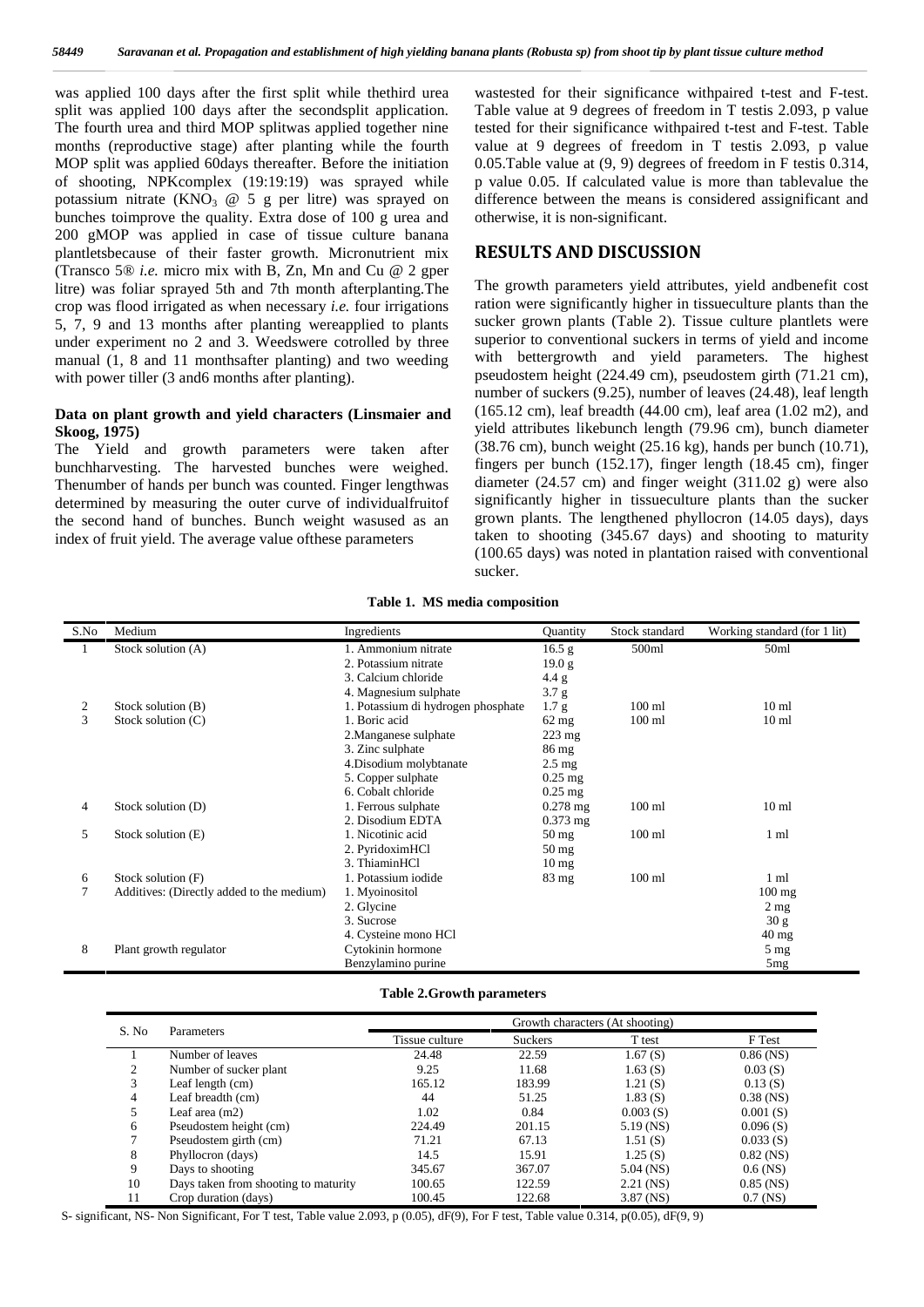was applied 100 days after the first split while thethird urea split was applied 100 days after the secondsplit application. The fourth urea and third MOP splitwas applied together nine months (reproductive stage) after planting while the fourth MOP split was applied 60days thereafter. Before the initiation of shooting, NPKcomplex (19:19:19) was sprayed while potassium nitrate ($KNO_3$ @ 5 g per litre) was sprayed on bunches toimprove the quality. Extra dose of 100 g urea and 200 gMOP was applied in case of tissue culture banana plantletsbecause of their faster growth. Micronutrient mix (Transco 5® *i.e.* micro mix with B, Zn, Mn and Cu @ 2 gper litre) was foliar sprayed 5th and 7th month afterplanting.The crop was flood irrigated as when necessary *i.e.* four irrigations 5, 7, 9 and 13 months after planting wereapplied to plants under experiment no 2 and 3. Weedswere cotrolled by three manual (1, 8 and 11 monthsafter planting) and two weeding with power tiller (3 and6 months after planting).

**Data on plant growth and yield characters (Linsmaier and Skoog, 1975)**

The Yield and growth parameters were taken after bunchharvesting. The harvested bunches were weighed. Thenumber of hands per bunch was counted. Finger lengthwas determined by measuring the outer curve of individualfruitof the second hand of bunches. Bunch weight wasused as an index of fruit yield. The average value ofthese parameters wastested for their significance withpaired t-test and F-test. Table value at 9 degrees of freedom in T testis 2.093, p value tested for their significance withpaired t-test and F-test. Table value at 9 degrees of freedom in T testis 2.093, p value 0.05.Table value at (9, 9) degrees of freedom in F testis 0.314, p value 0.05. If calculated value is more than tablevalue the difference between the means is considered assignificant and otherwise, it is non-significant.

## RESULTS AND DISCUSSION

The growth parameters yield attributes, yield andbenefit cost ration were significantly higher in tissueculture plants than the sucker grown plants (Table 2). Tissue culture plantlets were superior to conventional suckers in terms of yield and income with bettergrowth and yield parameters. The highest pseudostem height (224.49 cm), pseudostem girth (71.21 cm), number of suckers (9.25), number of leaves (24.48), leaf length (165.12 cm), leaf breadth (44.00 cm), leaf area (1.02 m2), and yield attributes likebunch length (79.96 cm), bunch diameter (38.76 cm), bunch weight (25.16 kg), hands per bunch (10.71), fingers per bunch (152.17), finger length (18.45 cm), finger diameter (24.57 cm) and finger weight (311.02 g) were also significantly higher in tissueculture plants than the sucker grown plants. The lengthened phyllocron (14.05 days), days taken to shooting (345.67 days) and shooting to maturity (100.65 days) was noted in plantation raised with conventional sucker.

**Table 1. MS media composition**

| S.No | Medium | Ingredients | Quantity | Stock standard | Working standard (for 1 lit) |
|---|---|---|---|---|---|
| 1 | Stock solution (A) | 1. Ammonium nitrate | 16.5 g | 500ml | 50ml |
| | | 2. Potassium nitrate | 19.0 g | | |
| | | 3. Calcium chloride | 4.4 g | | |
| | | 4. Magnesium sulphate | 3.7 g | | |
| 2 | Stock solution (B) | 1. Potassium di hydrogen phosphate | 1.7 g | 100 ml | 10 ml |
| 3 | Stock solution (C) | 1. Boric acid | 62 mg | 100 ml | 10 ml |
| | | 2.Manganese sulphate | 223 mg | | |
| | | 3. Zinc sulphate | 86 mg | | |
| | | 4.Disodium molybtanate | 2.5 mg | | |
| | | 5. Copper sulphate | 0.25 mg | | |
| | | 6. Cobalt chloride | 0.25 mg | | |
| 4 | Stock solution (D) | 1. Ferrous sulphate | 0.278 mg | 100 ml | 10 ml |
| | | 2. Disodium EDTA | 0.373 mg | | |
| 5 | Stock solution (E) | 1. Nicotinic acid | 50 mg | 100 ml | 1 ml |
| | | 2. PyridoximHCl | 50 mg | | |
| | | 3. ThiaminHCl | 10 mg | | |
| 6 | Stock solution (F) | 1. Potassium iodide | 83 mg | 100 ml | 1 ml |
| 7 | Additives: (Directly added to the medium) | 1. Myoinositol | | | 100 mg |
| | | 2. Glycine | | | 2 mg |
| | | 3. Sucrose | | | 30 g |
| | | 4. Cysteine mono HCl | | | 40 mg |
| 8 | Plant growth regulator | Cytokinin hormone | | | 5 mg |
| | | Benzylamino purine | | | 5mg |

**Table 2.Growth parameters**

| S. No | Parameters | Growth characters (At shooting) | | | |
|---|---|---|---|---|---|
| | | Tissue culture | Suckers | T test | F Test |
| 1 | Number of leaves | 24.48 | 22.59 | 1.67 (S) | 0.86 (NS) |
| 2 | Number of sucker plant | 9.25 | 11.68 | 1.63 (S) | 0.03 (S) |
| 3 | Leaf length (cm) | 165.12 | 183.99 | 1.21 (S) | 0.13 (S) |
| 4 | Leaf breadth (cm) | 44 | 51.25 | 1.83 (S) | 0.38 (NS) |
| 5 | Leaf area (m2) | 1.02 | 0.84 | 0.003 (S) | 0.001 (S) |
| 6 | Pseudostem height (cm) | 224.49 | 201.15 | 5.19 (NS) | 0.096 (S) |
| 7 | Pseudostem girth (cm) | 71.21 | 67.13 | 1.51 (S) | 0.033 (S) |
| 8 | Phyllocron (days) | 14.5 | 15.91 | 1.25 (S) | 0.82 (NS) |
| 9 | Days to shooting | 345.67 | 367.07 | 5.04 (NS) | 0.6 (NS) |
| 10 | Days taken from shooting to maturity | 100.65 | 122.59 | 2.21 (NS) | 0.85 (NS) |
| 11 | Crop duration (days) | 100.45 | 122.68 | 3.87 (NS) | 0.7 (NS) |

S- significant, NS- Non Significant, For T test, Table value 2.093, p (0.05), dF(9), For F test, Table value 0.314, p(0.05), dF(9, 9)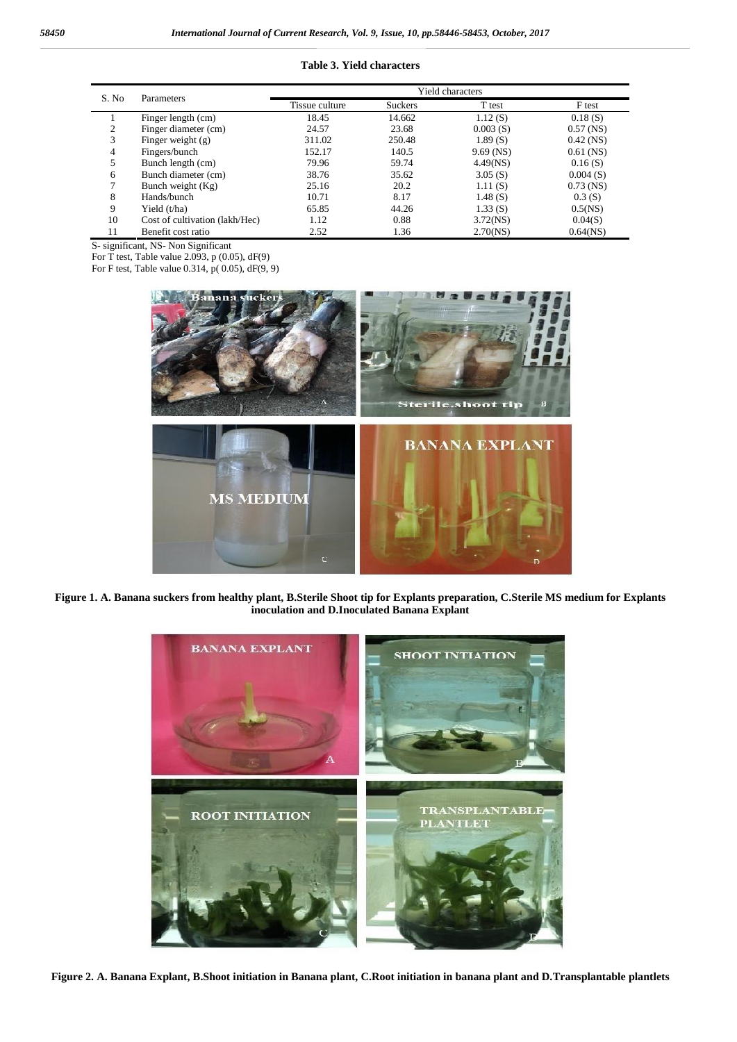**Table 3. Yield characters**

| S. No | Parameters | Yield characters | | | |
|---|---|---|---|---|---|
| | | Tissue culture | Suckers | T test | F test |
| 1 | Finger length (cm) | 18.45 | 14.662 | 1.12 (S) | 0.18 (S) |
| 2 | Finger diameter (cm) | 24.57 | 23.68 | 0.003 (S) | 0.57 (NS) |
| 3 | Finger weight (g) | 311.02 | 250.48 | 1.89 (S) | 0.42 (NS) |
| 4 | Fingers/bunch | 152.17 | 140.5 | 9.69 (NS) | 0.61 (NS) |
| 5 | Bunch length (cm) | 79.96 | 59.74 | 4.49(NS) | 0.16 (S) |
| 6 | Bunch diameter (cm) | 38.76 | 35.62 | 3.05 (S) | 0.004 (S) |
| 7 | Bunch weight (Kg) | 25.16 | 20.2 | 1.11 (S) | 0.73 (NS) |
| 8 | Hands/bunch | 10.71 | 8.17 | 1.48 (S) | 0.3 (S) |
| 9 | Yield (t/ha) | 65.85 | 44.26 | 1.33 (S) | 0.5(NS) |
| 10 | Cost of cultivation (lakh/Hec) | 1.12 | 0.88 | 3.72(NS) | 0.04(S) |
| 11 | Benefit cost ratio | 2.52 | 1.36 | 2.70(NS) | 0.64(NS) |

S- significant, NS- Non Significant

For T test, Table value 2.093, p (0.05), dF(9)

For F test, Table value 0.314, p( 0.05), dF(9, 9)

**Figure 1. A. Banana suckers from healthy plant, B.Sterile Shoot tip for Explants preparation, C.Sterile MS medium for Explants inoculation and D.Inoculated Banana Explant**

**Figure 2. A. Banana Explant, B.Shoot initiation in Banana plant, C.Root initiation in banana plant and D.Transplantable plantlets**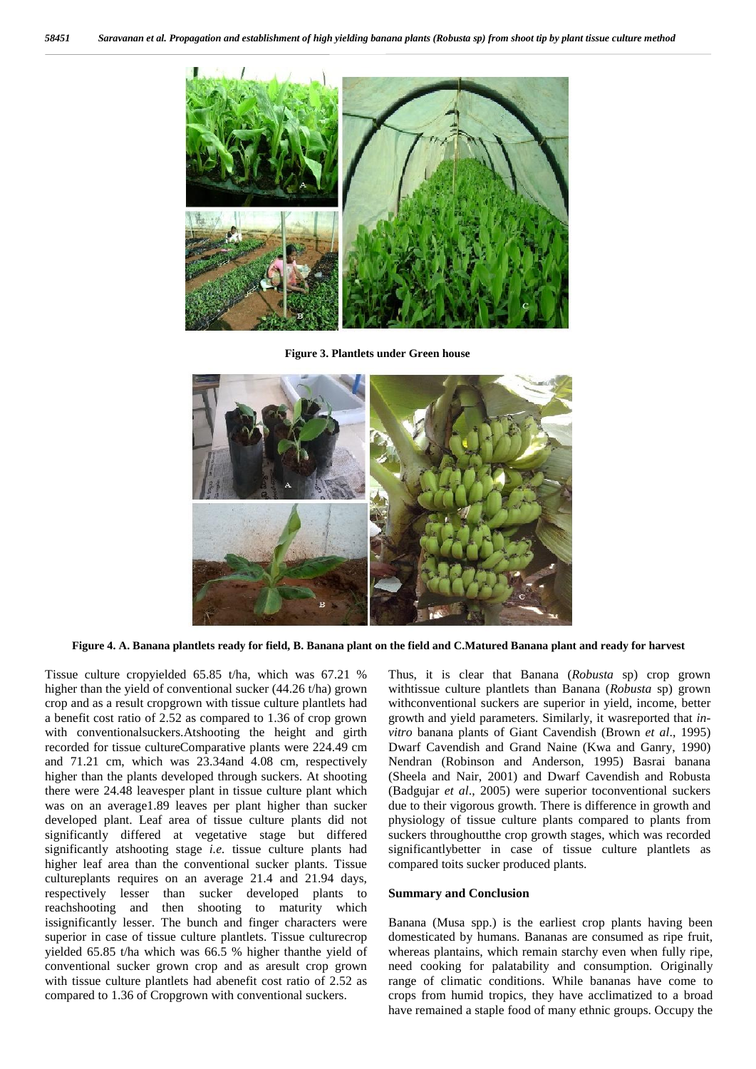Figure 3. Plantlets under Green house

Figure 4. A. Banana plantlets ready for field, B. Banana plant on the field and C.Matured Banana plant and ready for harvest

Tissue culture cropyielded 65.85 t/ha, which was 67.21 % higher than the yield of conventional sucker (44.26 t/ha) grown crop and as a result cropgrown with tissue culture plantlets had a benefit cost ratio of 2.52 as compared to 1.36 of crop grown with conventionalsuckers.Atshooting the height and girth recorded for tissue cultureComparative plants were 224.49 cm and 71.21 cm, which was 23.34and 4.08 cm, respectively higher than the plants developed through suckers. At shooting there were 24.48 leavesper plant in tissue culture plant which was on an average1.89 leaves per plant higher than sucker developed plant. Leaf area of tissue culture plants did not significantly differed at vegetative stage but differed significantly atshooting stage *i.e.* tissue culture plants had higher leaf area than the conventional sucker plants. Tissue cultureplants requires on an average 21.4 and 21.94 days, respectively lesser than sucker developed plants to reachshooting and then shooting to maturity which issignificantly lesser. The bunch and finger characters were superior in case of tissue culture plantlets. Tissue culturecrop yielded 65.85 t/ha which was 66.5 % higher thanthe yield of conventional sucker grown crop and as aresult crop grown with tissue culture plantlets had abenefit cost ratio of 2.52 as compared to 1.36 of Cropgrown with conventional suckers.

Thus, it is clear that Banana (*Robusta* sp) crop grown withtissue culture plantlets than Banana (*Robusta* sp) grown withconventional suckers are superior in yield, income, better growth and yield parameters. Similarly, it wasreported that *in-vitro* banana plants of Giant Cavendish (Brown *et al*., 1995) Dwarf Cavendish and Grand Naine (Kwa and Ganry, 1990) Nendran (Robinson and Anderson, 1995) Basrai banana (Sheela and Nair, 2001) and Dwarf Cavendish and Robusta (Badgujar *et al*., 2005) were superior toconventional suckers due to their vigorous growth. There is difference in growth and physiology of tissue culture plants compared to plants from suckers throughoutthe crop growth stages, which was recorded significantlybetter in case of tissue culture plantlets as compared toits sucker produced plants.

## Summary and Conclusion

Banana (Musa spp.) is the earliest crop plants having been domesticated by humans. Bananas are consumed as ripe fruit, whereas plantains, which remain starchy even when fully ripe, need cooking for palatability and consumption. Originally range of climatic conditions. While bananas have come to crops from humid tropics, they have acclimatized to a broad have remained a staple food of many ethnic groups. Occupy the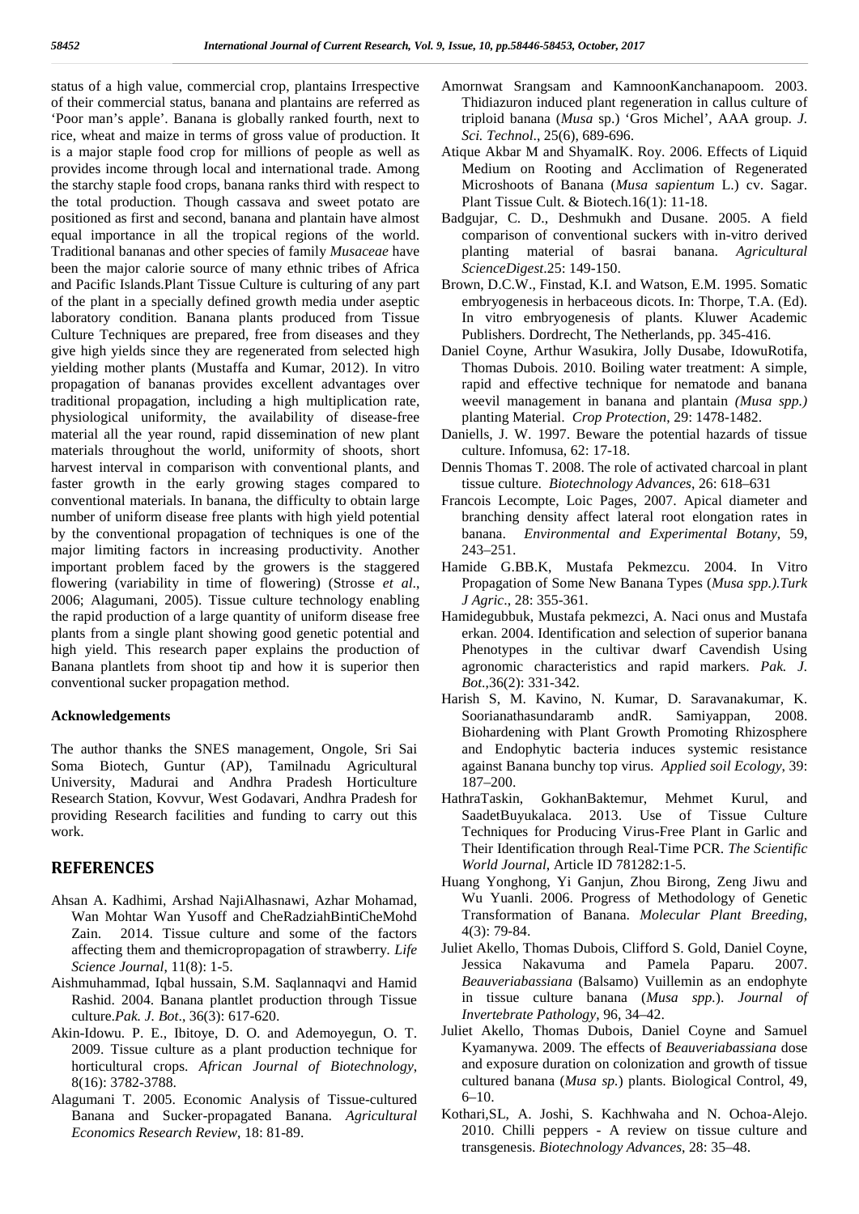status of a high value, commercial crop, plantains Irrespective of their commercial status, banana and plantains are referred as 'Poor man's apple'. Banana is globally ranked fourth, next to rice, wheat and maize in terms of gross value of production. It is a major staple food crop for millions of people as well as provides income through local and international trade. Among the starchy staple food crops, banana ranks third with respect to the total production. Though cassava and sweet potato are positioned as first and second, banana and plantain have almost equal importance in all the tropical regions of the world. Traditional bananas and other species of family *Musaceae* have been the major calorie source of many ethnic tribes of Africa and Pacific Islands.Plant Tissue Culture is culturing of any part of the plant in a specially defined growth media under aseptic laboratory condition. Banana plants produced from Tissue Culture Techniques are prepared, free from diseases and they give high yields since they are regenerated from selected high yielding mother plants (Mustaffa and Kumar, 2012). In vitro propagation of bananas provides excellent advantages over traditional propagation, including a high multiplication rate, physiological uniformity, the availability of disease-free material all the year round, rapid dissemination of new plant materials throughout the world, uniformity of shoots, short harvest interval in comparison with conventional plants, and faster growth in the early growing stages compared to conventional materials. In banana, the difficulty to obtain large number of uniform disease free plants with high yield potential by the conventional propagation of techniques is one of the major limiting factors in increasing productivity. Another important problem faced by the growers is the staggered flowering (variability in time of flowering) (Strosse *et al*., 2006; Alagumani, 2005). Tissue culture technology enabling the rapid production of a large quantity of uniform disease free plants from a single plant showing good genetic potential and high yield. This research paper explains the production of Banana plantlets from shoot tip and how it is superior then conventional sucker propagation method.

#### Acknowledgements

The author thanks the SNES management, Ongole, Sri Sai Soma Biotech, Guntur (AP), Tamilnadu Agricultural University, Madurai and Andhra Pradesh Horticulture Research Station, Kovvur, West Godavari, Andhra Pradesh for providing Research facilities and funding to carry out this work.

## REFERENCES

- Ahsan A. Kadhimi, Arshad NajiAlhasnawi, Azhar Mohamad, Wan Mohtar Wan Yusoff and CheRadziahBintiCheMohd Zain. 2014. Tissue culture and some of the factors affecting them and themicropropagation of strawberry. *Life Science Journal*, 11(8): 1-5.
- Aishmuhammad, Iqbal hussain, S.M. Saqlannaqvi and Hamid Rashid. 2004. Banana plantlet production through Tissue culture.*Pak. J. Bot*., 36(3): 617-620.
- Akin-Idowu. P. E., Ibitoye, D. O. and Ademoyegun, O. T. 2009. Tissue culture as a plant production technique for horticultural crops. *African Journal of Biotechnology*, 8(16): 3782-3788.
- Alagumani T. 2005. Economic Analysis of Tissue-cultured Banana and Sucker-propagated Banana. *Agricultural Economics Research Review*, 18: 81-89.
- Amornwat Srangsam and KamnoonKanchanapoom. 2003. Thidiazuron induced plant regeneration in callus culture of triploid banana (*Musa* sp.) 'Gros Michel', AAA group. *J. Sci. Technol*., 25(6), 689-696.
- Atique Akbar M and ShyamalK. Roy. 2006. Effects of Liquid Medium on Rooting and Acclimation of Regenerated Microshoots of Banana (*Musa sapientum* L.) cv. Sagar. Plant Tissue Cult. & Biotech.16(1): 11-18.
- Badgujar, C. D., Deshmukh and Dusane. 2005. A field comparison of conventional suckers with in-vitro derived planting material of basrai banana. *Agricultural ScienceDigest*.25: 149-150.
- Brown, D.C.W., Finstad, K.I. and Watson, E.M. 1995. Somatic embryogenesis in herbaceous dicots. In: Thorpe, T.A. (Ed). In vitro embryogenesis of plants. Kluwer Academic Publishers. Dordrecht, The Netherlands, pp. 345-416.
- Daniel Coyne, Arthur Wasukira, Jolly Dusabe, IdowuRotifa, Thomas Dubois. 2010. Boiling water treatment: A simple, rapid and effective technique for nematode and banana weevil management in banana and plantain *(Musa spp.)* planting Material. *Crop Protection*, 29: 1478-1482.
- Daniells, J. W. 1997. Beware the potential hazards of tissue culture. Infomusa, 62: 17-18.
- Dennis Thomas T. 2008. The role of activated charcoal in plant tissue culture. *Biotechnology Advances*, 26: 618–631
- Francois Lecompte, Loic Pages, 2007. Apical diameter and branching density affect lateral root elongation rates in banana. *Environmental and Experimental Botany*, 59, 243–251.
- Hamide G.BB.K, Mustafa Pekmezcu. 2004. In Vitro Propagation of Some New Banana Types (*Musa spp.).Turk J Agric*., 28: 355-361.
- Hamidegubbuk, Mustafa pekmezci, A. Naci onus and Mustafa erkan. 2004. Identification and selection of superior banana Phenotypes in the cultivar dwarf Cavendish Using agronomic characteristics and rapid markers. *Pak. J. Bot*.,36(2): 331-342.
- Harish S, M. Kavino, N. Kumar, D. Saravanakumar, K. Soorianathasundaramb andR. Samiyappan, 2008. Biohardening with Plant Growth Promoting Rhizosphere and Endophytic bacteria induces systemic resistance against Banana bunchy top virus. *Applied soil Ecology*, 39: 187–200.
- HathraTaskin, GokhanBaktemur, Mehmet Kurul, and SaadetBuyukalaca. 2013. Use of Tissue Culture Techniques for Producing Virus-Free Plant in Garlic and Their Identification through Real-Time PCR. *The Scientific World Journal*, Article ID 781282:1-5.
- Huang Yonghong, Yi Ganjun, Zhou Birong, Zeng Jiwu and Wu Yuanli. 2006. Progress of Methodology of Genetic Transformation of Banana. *Molecular Plant Breeding*, 4(3): 79-84.
- Juliet Akello, Thomas Dubois, Clifford S. Gold, Daniel Coyne, Jessica Nakavuma and Pamela Paparu. 2007. *Beauveriabassiana* (Balsamo) Vuillemin as an endophyte in tissue culture banana (*Musa spp.*). *Journal of Invertebrate Pathology*, 96, 34–42.
- Juliet Akello, Thomas Dubois, Daniel Coyne and Samuel Kyamanywa. 2009. The effects of *Beauveriabassiana* dose and exposure duration on colonization and growth of tissue cultured banana (*Musa sp.*) plants. Biological Control, 49, 6–10.
- Kothari,SL, A. Joshi, S. Kachhwaha and N. Ochoa-Alejo. 2010. Chilli peppers - A review on tissue culture and transgenesis. *Biotechnology Advances*, 28: 35–48.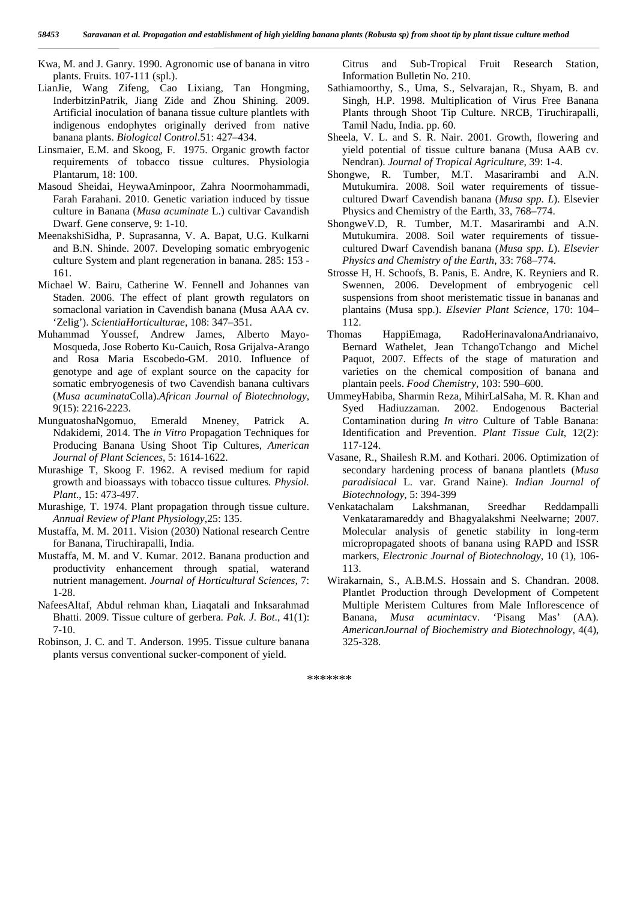Kwa, M. and J. Ganry. 1990. Agronomic use of banana in vitro plants. Fruits. 107-111 (spl.).

LianJie, Wang Zifeng, Cao Lixiang, Tan Hongming, InderbitzinPatrik, Jiang Zide and Zhou Shining. 2009. Artificial inoculation of banana tissue culture plantlets with indigenous endophytes originally derived from native banana plants. *Biological Control*.51: 427–434.

Linsmaier, E.M. and Skoog, F. 1975. Organic growth factor requirements of tobacco tissue cultures. Physiologia Plantarum, 18: 100.

Masoud Sheidai, HeywaAminpoor, Zahra Noormohammadi, Farah Farahani. 2010. Genetic variation induced by tissue culture in Banana (*Musa acuminate* L.) cultivar Cavandish Dwarf. Gene conserve, 9: 1-10.

MeenakshiSidha, P. Suprasanna, V. A. Bapat, U.G. Kulkarni and B.N. Shinde. 2007. Developing somatic embryogenic culture System and plant regeneration in banana. 285: 153 - 161.

Michael W. Bairu, Catherine W. Fennell and Johannes van Staden. 2006. The effect of plant growth regulators on somaclonal variation in Cavendish banana (Musa AAA cv. 'Zelig'). *ScientiaHorticulturae*, 108: 347–351.

Muhammad Youssef, Andrew James, Alberto Mayo-Mosqueda, Jose Roberto Ku-Cauich, Rosa Grijalva-Arango and Rosa Maria Escobedo-GM. 2010. Influence of genotype and age of explant source on the capacity for somatic embryogenesis of two Cavendish banana cultivars (*Musa acuminata*Colla).*African Journal of Biotechnology*, 9(15): 2216-2223.

MunguatoshaNgomuo, Emerald Mneney, Patrick A. Ndakidemi, 2014. The *in Vitro* Propagation Techniques for Producing Banana Using Shoot Tip Cultures, *American Journal of Plant Sciences*, 5: 1614-1622.

Murashige T, Skoog F. 1962. A revised medium for rapid growth and bioassays with tobacco tissue cultures*. Physiol. Plant*., 15: 473-497.

Murashige, T. 1974. Plant propagation through tissue culture. *Annual Review of Plant Physiology*,25: 135.

Mustaffa, M. M. 2011. Vision (2030) National research Centre for Banana, Tiruchirapalli, India.

Mustaffa, M. M. and V. Kumar. 2012. Banana production and productivity enhancement through spatial, waterand nutrient management. *Journal of Horticultural Sciences*, 7: 1-28.

NafeesAltaf, Abdul rehman khan, Liaqatali and Inksarahmad Bhatti. 2009. Tissue culture of gerbera. *Pak. J. Bot*., 41(1): 7-10.

Robinson, J. C. and T. Anderson. 1995. Tissue culture banana plants versus conventional sucker-component of yield. Citrus and Sub-Tropical Fruit Research Station, Information Bulletin No. 210.

Sathiamoorthy, S., Uma, S., Selvarajan, R., Shyam, B. and Singh, H.P. 1998. Multiplication of Virus Free Banana Plants through Shoot Tip Culture. NRCB, Tiruchirapalli, Tamil Nadu, India. pp. 60.

Sheela, V. L. and S. R. Nair. 2001. Growth, flowering and yield potential of tissue culture banana (Musa AAB cv. Nendran). *Journal of Tropical Agriculture*, 39: 1-4.

Shongwe, R. Tumber, M.T. Masarirambi and A.N. Mutukumira. 2008. Soil water requirements of tissue-cultured Dwarf Cavendish banana (*Musa spp. L*). Elsevier Physics and Chemistry of the Earth, 33, 768–774.

ShongweV.D, R. Tumber, M.T. Masarirambi and A.N. Mutukumira. 2008. Soil water requirements of tissue-cultured Dwarf Cavendish banana (*Musa spp. L*). *Elsevier Physics and Chemistry of the Earth*, 33: 768–774.

Strosse H, H. Schoofs, B. Panis, E. Andre, K. Reyniers and R. Swennen, 2006. Development of embryogenic cell suspensions from shoot meristematic tissue in bananas and plantains (Musa spp.). *Elsevier Plant Science*, 170: 104–112.

Thomas HappiEmaga, RadoHerinavalonaAndrianaivo, Bernard Wathelet, Jean TchangoTchango and Michel Paquot, 2007. Effects of the stage of maturation and varieties on the chemical composition of banana and plantain peels. *Food Chemistry*, 103: 590–600.

UmmeyHabiba, Sharmin Reza, MihirLalSaha, M. R. Khan and Syed Hadiuzzaman. 2002. Endogenous Bacterial Contamination during *In vitro* Culture of Table Banana: Identification and Prevention. *Plant Tissue Cult*, 12(2): 117-124.

Vasane, R., Shailesh R.M. and Kothari. 2006. Optimization of secondary hardening process of banana plantlets (*Musa paradisiacal* L. var. Grand Naine). *Indian Journal of Biotechnology*, 5: 394-399

Venkatachalam Lakshmanan, Sreedhar Reddampalli Venkataramareddy and Bhagyalakshmi Neelwarne; 2007. Molecular analysis of genetic stability in long-term micropropagated shoots of banana using RAPD and ISSR markers, *Electronic Journal of Biotechnology*, 10 (1), 106-113.

Wirakarnain, S., A.B.M.S. Hossain and S. Chandran. 2008. Plantlet Production through Development of Competent Multiple Meristem Cultures from Male Inflorescence of Banana, *Musa acuminta*cv. 'Pisang Mas' (AA). *AmericanJournal of Biochemistry and Biotechnology*, 4(4), 325-328.

*******